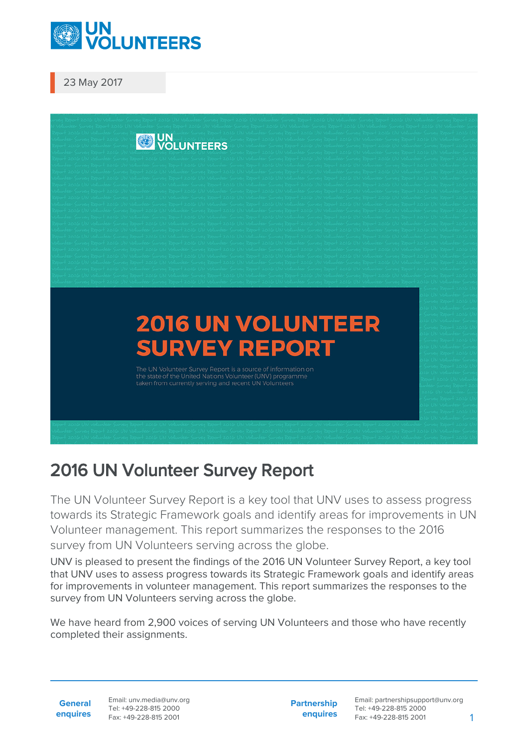23 May 2017

# 2016 UN Volunteer Survey Report

The UN Volunteer Survey Report is a key tool that UNV uses to assess progress towards its Strategic Framework goals and identify areas for improvements in UN Volunteer management. This report summarizes the responses to the 2016 survey from UN Volunteers serving across the globe.

UNV is pleased to present the findings of the 2016 UN Volunteer Survey Report, a key tool that UNV uses to assess progress towards its Strategic Framework goals and identify areas for improvements in volunteer management. This report summarizes the responses to the survey from UN Volunteers serving across the globe.

We have heard from 2,900 voices of serving UN Volunteers and those who have recently completed their assignments.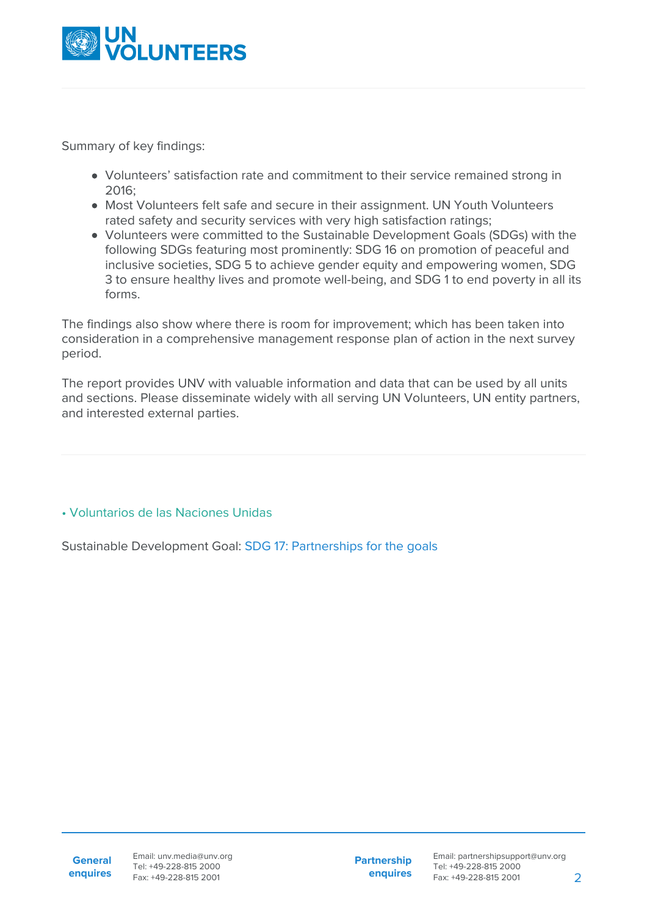Summary of key findings:

- Volunteers' satisfaction rate and commitment to their service remained strong in 2016;
- Most Volunteers felt safe and secure in their assignment. UN Youth Volunteers rated safety and security services with very high satisfaction ratings;
- Volunteers were committed to the Sustainable Development Goals (SDGs) with the following SDGs featuring most prominently: SDG 16 on promotion of peaceful and inclusive societies, SDG 5 to achieve gender equity and empowering women, SDG 3 to ensure healthy lives and promote well-being, and SDG 1 to end poverty in all its forms.

The findings also show where there is room for improvement; which has been taken into consideration in a comprehensive management response plan of action in the next survey period.

The report provides UNV with valuable information and data that can be used by all units and sections. Please disseminate widely with all serving UN Volunteers, UN entity partners, and interested external parties.

• Voluntarios de las Naciones Unidas

Sustainable Development Goal: SDG 17: Partnerships for the goals

**General enquires**
Email: unv.media@unv.org
Tel: +49-228-815 2000
Fax: +49-228-815 2001

**Partnership enquires**
Email: partnershipsupport@unv.org
Tel: +49-228-815 2000
Fax: +49-228-815 2001